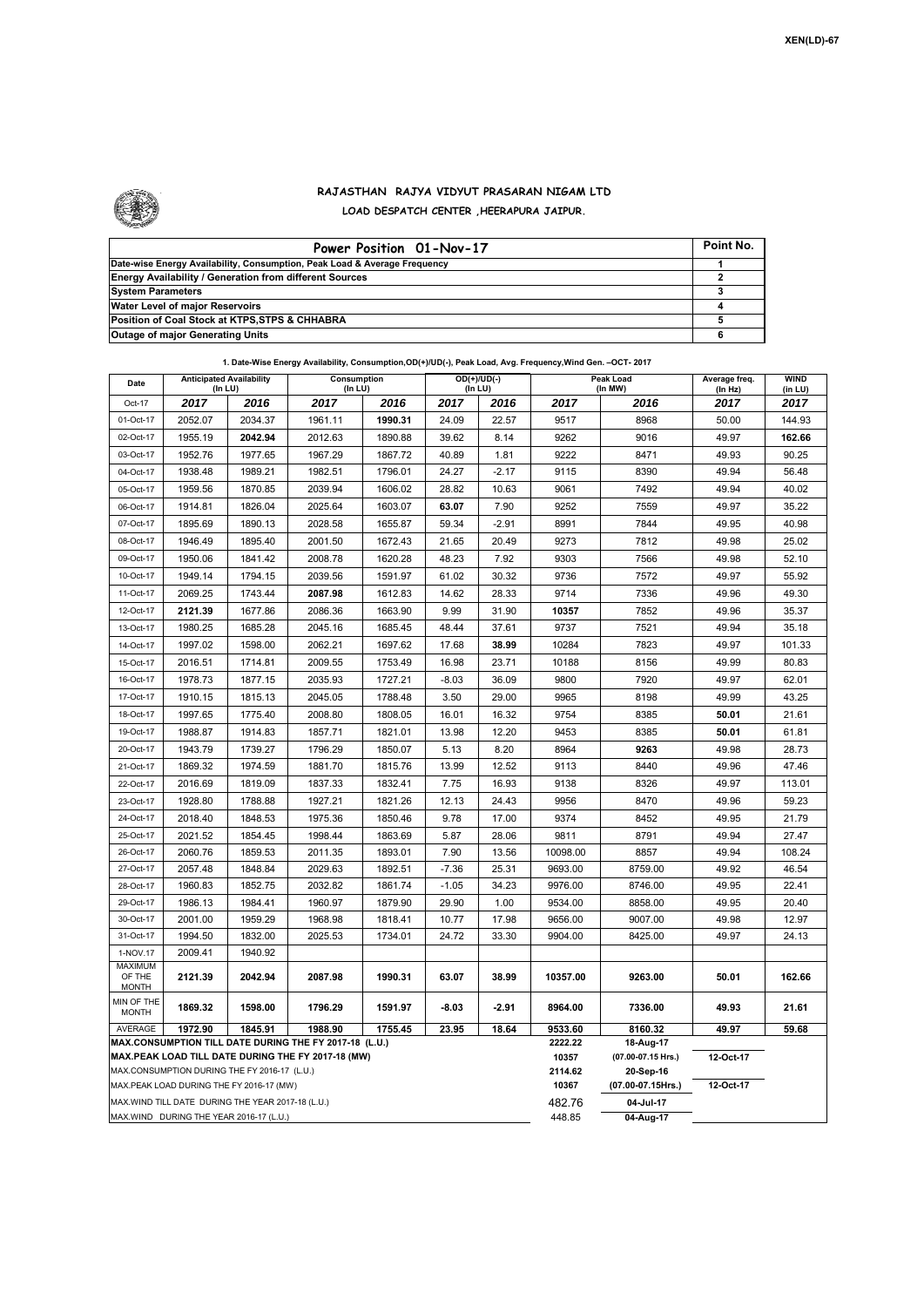XEN(LD)-67

# RAJASTHAN RAJYA VIDYUT PRASARAN NIGAM LTD

## LOAD DESPATCH CENTER ,HEERAPURA JAIPUR.

| Power Position 01-Nov-17 | Point No. |
|---|---|
| Date-wise Energy Availability, Consumption, Peak Load & Average Frequency | 1 |
| Energy Availability / Generation from different Sources | 2 |
| System Parameters | 3 |
| Water Level of major Reservoirs | 4 |
| Position of Coal Stock at KTPS,STPS & CHHABRA | 5 |
| Outage of major Generating Units | 6 |

**1. Date-Wise Energy Availability, Consumption,OD(+)/UD(-), Peak Load, Avg. Frequency,Wind Gen. –OCT- 2017**

| Date | Anticipated Availability (In LU) | | Consumption (In LU) | | OD(+)/UD(-) (In LU) | | Peak Load (In MW) | | Average freq. (In Hz) | WIND (in LU) |
|---|---|---|---|---|---|---|---|---|---|---|
| Oct-17 | 2017 | 2016 | 2017 | 2016 | 2017 | 2016 | 2017 | 2016 | 2017 | 2017 |
| 01-Oct-17 | 2052.07 | 2034.37 | 1961.11 | **1990.31** | 24.09 | 22.57 | 9517 | 8968 | 50.00 | 144.93 |
| 02-Oct-17 | 1955.19 | **2042.94** | 2012.63 | 1890.88 | 39.62 | 8.14 | 9262 | 9016 | 49.97 | **162.66** |
| 03-Oct-17 | 1952.76 | 1977.65 | 1967.29 | 1867.72 | 40.89 | 1.81 | 9222 | 8471 | 49.93 | 90.25 |
| 04-Oct-17 | 1938.48 | 1989.21 | 1982.51 | 1796.01 | 24.27 | -2.17 | 9115 | 8390 | 49.94 | 56.48 |
| 05-Oct-17 | 1959.56 | 1870.85 | 2039.94 | 1606.02 | 28.82 | 10.63 | 9061 | 7492 | 49.94 | 40.02 |
| 06-Oct-17 | 1914.81 | 1826.04 | 2025.64 | 1603.07 | **63.07** | 7.90 | 9252 | 7559 | 49.97 | 35.22 |
| 07-Oct-17 | 1895.69 | 1890.13 | 2028.58 | 1655.87 | 59.34 | -2.91 | 8991 | 7844 | 49.95 | 40.98 |
| 08-Oct-17 | 1946.49 | 1895.40 | 2001.50 | 1672.43 | 21.65 | 20.49 | 9273 | 7812 | 49.98 | 25.02 |
| 09-Oct-17 | 1950.06 | 1841.42 | 2008.78 | 1620.28 | 48.23 | 7.92 | 9303 | 7566 | 49.98 | 52.10 |
| 10-Oct-17 | 1949.14 | 1794.15 | 2039.56 | 1591.97 | 61.02 | 30.32 | 9736 | 7572 | 49.97 | 55.92 |
| 11-Oct-17 | 2069.25 | 1743.44 | **2087.98** | 1612.83 | 14.62 | 28.33 | 9714 | 7336 | 49.96 | 49.30 |
| 12-Oct-17 | **2121.39** | 1677.86 | 2086.36 | 1663.90 | 9.99 | 31.90 | **10357** | 7852 | 49.96 | 35.37 |
| 13-Oct-17 | 1980.25 | 1685.28 | 2045.16 | 1685.45 | 48.44 | 37.61 | 9737 | 7521 | 49.94 | 35.18 |
| 14-Oct-17 | 1997.02 | 1598.00 | 2062.21 | 1697.62 | 17.68 | **38.99** | 10284 | 7823 | 49.97 | 101.33 |
| 15-Oct-17 | 2016.51 | 1714.81 | 2009.55 | 1753.49 | 16.98 | 23.71 | 10188 | 8156 | 49.99 | 80.83 |
| 16-Oct-17 | 1978.73 | 1877.15 | 2035.93 | 1727.21 | -8.03 | 36.09 | 9800 | 7920 | 49.97 | 62.01 |
| 17-Oct-17 | 1910.15 | 1815.13 | 2045.05 | 1788.48 | 3.50 | 29.00 | 9965 | 8198 | 49.99 | 43.25 |
| 18-Oct-17 | 1997.65 | 1775.40 | 2008.80 | 1808.05 | 16.01 | 16.32 | 9754 | 8385 | **50.01** | 21.61 |
| 19-Oct-17 | 1988.87 | 1914.83 | 1857.71 | 1821.01 | 13.98 | 12.20 | 9453 | 8385 | **50.01** | 61.81 |
| 20-Oct-17 | 1943.79 | 1739.27 | 1796.29 | 1850.07 | 5.13 | 8.20 | 8964 | **9263** | 49.98 | 28.73 |
| 21-Oct-17 | 1869.32 | 1974.59 | 1881.70 | 1815.76 | 13.99 | 12.52 | 9113 | 8440 | 49.96 | 47.46 |
| 22-Oct-17 | 2016.69 | 1819.09 | 1837.33 | 1832.41 | 7.75 | 16.93 | 9138 | 8326 | 49.97 | 113.01 |
| 23-Oct-17 | 1928.80 | 1788.88 | 1927.21 | 1821.26 | 12.13 | 24.43 | 9956 | 8470 | 49.96 | 59.23 |
| 24-Oct-17 | 2018.40 | 1848.53 | 1975.36 | 1850.46 | 9.78 | 17.00 | 9374 | 8452 | 49.95 | 21.79 |
| 25-Oct-17 | 2021.52 | 1854.45 | 1998.44 | 1863.69 | 5.87 | 28.06 | 9811 | 8791 | 49.94 | 27.47 |
| 26-Oct-17 | 2060.76 | 1859.53 | 2011.35 | 1893.01 | 7.90 | 13.56 | 10098.00 | 8857 | 49.94 | 108.24 |
| 27-Oct-17 | 2057.48 | 1848.84 | 2029.63 | 1892.51 | -7.36 | 25.31 | 9693.00 | 8759.00 | 49.92 | 46.54 |
| 28-Oct-17 | 1960.83 | 1852.75 | 2032.82 | 1861.74 | -1.05 | 34.23 | 9976.00 | 8746.00 | 49.95 | 22.41 |
| 29-Oct-17 | 1986.13 | 1984.41 | 1960.97 | 1879.90 | 29.90 | 1.00 | 9534.00 | 8858.00 | 49.95 | 20.40 |
| 30-Oct-17 | 2001.00 | 1959.29 | 1968.98 | 1818.41 | 10.77 | 17.98 | 9656.00 | 9007.00 | 49.98 | 12.97 |
| 31-Oct-17 | 1994.50 | 1832.00 | 2025.53 | 1734.01 | 24.72 | 33.30 | 9904.00 | 8425.00 | 49.97 | 24.13 |
| 1-NOV.17 | 2009.41 | 1940.92 | | | | | | | | |
| MAXIMUM OF THE MONTH | 2121.39 | 2042.94 | 2087.98 | 1990.31 | 63.07 | 38.99 | 10357.00 | 9263.00 | 50.01 | 162.66 |
| MIN OF THE MONTH | 1869.32 | 1598.00 | 1796.29 | 1591.97 | -8.03 | -2.91 | 8964.00 | 7336.00 | 49.93 | 21.61 |
| AVERAGE | 1972.90 | 1845.91 | 1988.90 | 1755.45 | 23.95 | 18.64 | 9533.60 | 8160.32 | 49.97 | 59.68 |

| | | | |
|---|---|---|---|
| MAX.CONSUMPTION TILL DATE DURING THE FY 2017-18 (L.U.) | 2222.22 | 18-Aug-17 | |
| MAX.PEAK LOAD TILL DATE DURING THE FY 2017-18 (MW) | 10357 | (07.00-07.15 Hrs.) | 12-Oct-17 |
| MAX.CONSUMPTION DURING THE FY 2016-17 (L.U.) | 2114.62 | 20-Sep-16 | |
| MAX.PEAK LOAD DURING THE FY 2016-17 (MW) | 10367 | (07.00-07.15Hrs.) | 12-Oct-17 |
| MAX.WIND TILL DATE DURING THE YEAR 2017-18 (L.U.) | 482.76 | 04-Jul-17 | |
| MAX.WIND DURING THE YEAR 2016-17 (L.U.) | 448.85 | 04-Aug-17 | |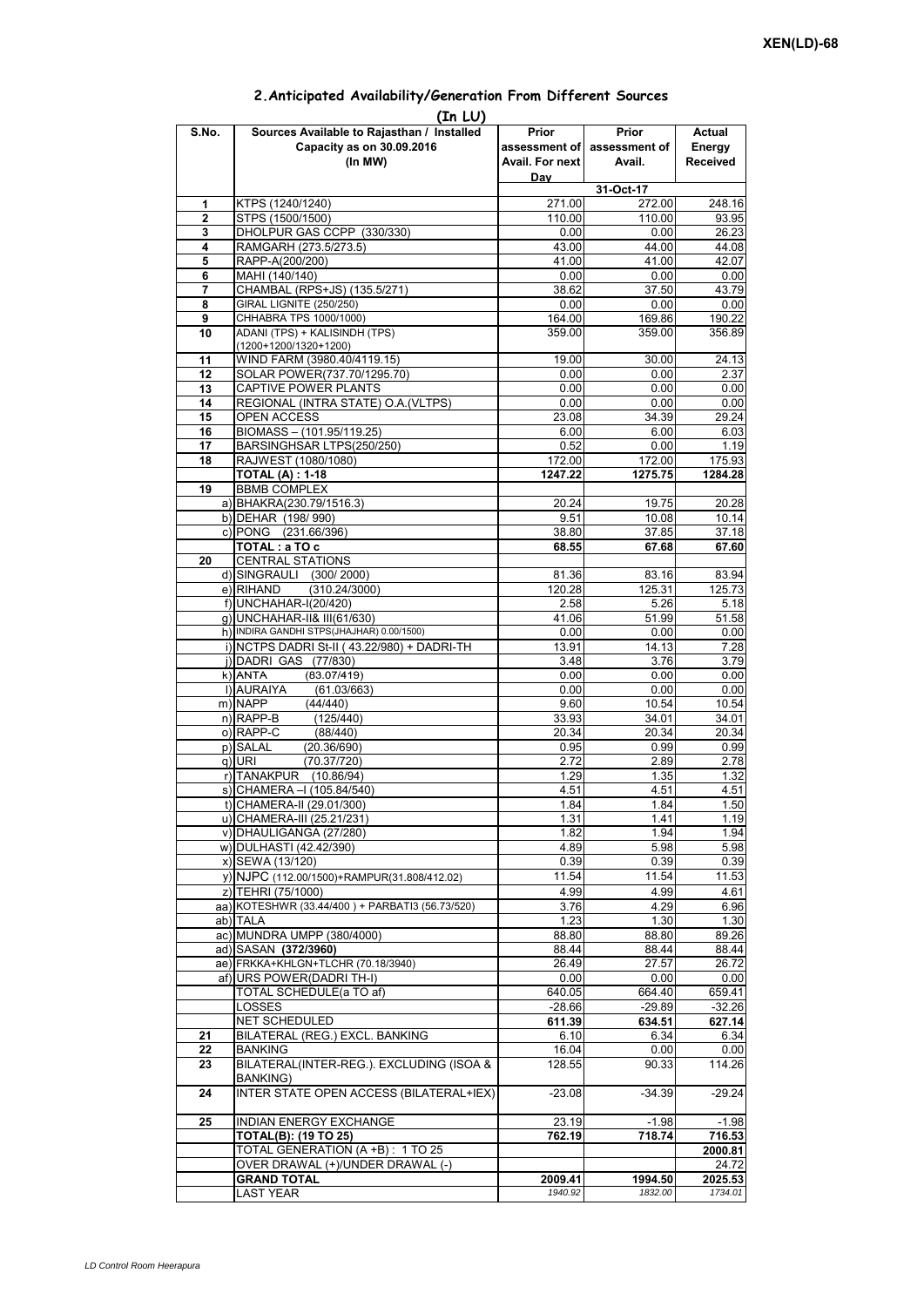## 2.Anticipated Availability/Generation From Different Sources

(In LU)

| S.No. | Sources Available to Rajasthan / Installed Capacity as on 30.09.2016 (In MW) | Prior assessment of Avail. For next Day | Prior assessment of Avail. | Actual Energy Received |
|---|---|---|---|---|
| | | | 31-Oct-17 | |
| 1 | KTPS (1240/1240) | 271.00 | 272.00 | 248.16 |
| 2 | STPS (1500/1500) | 110.00 | 110.00 | 93.95 |
| 3 | DHOLPUR GAS CCPP (330/330) | 0.00 | 0.00 | 26.23 |
| 4 | RAMGARH (273.5/273.5) | 43.00 | 44.00 | 44.08 |
| 5 | RAPP-A(200/200) | 41.00 | 41.00 | 42.07 |
| 6 | MAHI (140/140) | 0.00 | 0.00 | 0.00 |
| 7 | CHAMBAL (RPS+JS) (135.5/271) | 38.62 | 37.50 | 43.79 |
| 8 | GIRAL LIGNITE (250/250) | 0.00 | 0.00 | 0.00 |
| 9 | CHHABRA TPS 1000/1000) | 164.00 | 169.86 | 190.22 |
| 10 | ADANI (TPS) + KALISINDH (TPS) (1200+1200/1320+1200) | 359.00 | 359.00 | 356.89 |
| 11 | WIND FARM (3980.40/4119.15) | 19.00 | 30.00 | 24.13 |
| 12 | SOLAR POWER(737.70/1295.70) | 0.00 | 0.00 | 2.37 |
| 13 | CAPTIVE POWER PLANTS | 0.00 | 0.00 | 0.00 |
| 14 | REGIONAL (INTRA STATE) O.A.(VLTPS) | 0.00 | 0.00 | 0.00 |
| 15 | OPEN ACCESS | 23.08 | 34.39 | 29.24 |
| 16 | BIOMASS – (101.95/119.25) | 6.00 | 6.00 | 6.03 |
| 17 | BARSINGHSAR LTPS(250/250) | 0.52 | 0.00 | 1.19 |
| 18 | RAJWEST (1080/1080) | 172.00 | 172.00 | 175.93 |
| | **TOTAL (A) : 1-18** | **1247.22** | **1275.75** | **1284.28** |
| 19 | BBMB COMPLEX | | | |
| | a) BHAKRA(230.79/1516.3) | 20.24 | 19.75 | 20.28 |
| | b) DEHAR (198/ 990) | 9.51 | 10.08 | 10.14 |
| | c) PONG (231.66/396) | 38.80 | 37.85 | 37.18 |
| | **TOTAL : a TO c** | **68.55** | **67.68** | **67.60** |
| 20 | CENTRAL STATIONS | | | |
| | d) SINGRAULI (300/ 2000) | 81.36 | 83.16 | 83.94 |
| | e) RIHAND (310.24/3000) | 120.28 | 125.31 | 125.73 |
| | f) UNCHAHAR-I(20/420) | 2.58 | 5.26 | 5.18 |
| | g) UNCHAHAR-II& III(61/630) | 41.06 | 51.99 | 51.58 |
| | h) INDIRA GANDHI STPS(JHAJHAR) 0.00/1500) | 0.00 | 0.00 | 0.00 |
| | i) NCTPS DADRI St-II ( 43.22/980) + DADRI-TH | 13.91 | 14.13 | 7.28 |
| | j) DADRI GAS (77/830) | 3.48 | 3.76 | 3.79 |
| | k) ANTA (83.07/419) | 0.00 | 0.00 | 0.00 |
| | l) AURAIYA (61.03/663) | 0.00 | 0.00 | 0.00 |
| | m) NAPP (44/440) | 9.60 | 10.54 | 10.54 |
| | n) RAPP-B (125/440) | 33.93 | 34.01 | 34.01 |
| | o) RAPP-C (88/440) | 20.34 | 20.34 | 20.34 |
| | p) SALAL (20.36/690) | 0.95 | 0.99 | 0.99 |
| | q) URI (70.37/720) | 2.72 | 2.89 | 2.78 |
| | r) TANAKPUR (10.86/94) | 1.29 | 1.35 | 1.32 |
| | s) CHAMERA –I (105.84/540) | 4.51 | 4.51 | 4.51 |
| | t) CHAMERA-II (29.01/300) | 1.84 | 1.84 | 1.50 |
| | u) CHAMERA-III (25.21/231) | 1.31 | 1.41 | 1.19 |
| | v) DHAULIGANGA (27/280) | 1.82 | 1.94 | 1.94 |
| | w) DULHASTI (42.42/390) | 4.89 | 5.98 | 5.98 |
| | x) SEWA (13/120) | 0.39 | 0.39 | 0.39 |
| | y) NJPC (112.00/1500)+RAMPUR(31.808/412.02) | 11.54 | 11.54 | 11.53 |
| | z) TEHRI (75/1000) | 4.99 | 4.99 | 4.61 |
| | aa) KOTESHWR (33.44/400 ) + PARBATI3 (56.73/520) | 3.76 | 4.29 | 6.96 |
| | ab) TALA | 1.23 | 1.30 | 1.30 |
| | ac) MUNDRA UMPP (380/4000) | 88.80 | 88.80 | 89.26 |
| | ad) SASAN **(372/3960)** | 88.44 | 88.44 | 88.44 |
| | ae) FRKKA+KHLGN+TLCHR (70.18/3940) | 26.49 | 27.57 | 26.72 |
| | af) URS POWER(DADRI TH-I) | 0.00 | 0.00 | 0.00 |
| | TOTAL SCHEDULE(a TO af) | 640.05 | 664.40 | 659.41 |
| | LOSSES | -28.66 | -29.89 | -32.26 |
| | NET SCHEDULED | 611.39 | 634.51 | 627.14 |
| 21 | BILATERAL (REG.) EXCL. BANKING | 6.10 | 6.34 | 6.34 |
| 22 | BANKING | 16.04 | 0.00 | 0.00 |
| 23 | BILATERAL(INTER-REG.). EXCLUDING (ISOA & BANKING) | 128.55 | 90.33 | 114.26 |
| 24 | INTER STATE OPEN ACCESS (BILATERAL+IEX) | -23.08 | -34.39 | -29.24 |
| 25 | INDIAN ENERGY EXCHANGE | 23.19 | -1.98 | -1.98 |
| | **TOTAL(B): (19 TO 25)** | **762.19** | **718.74** | **716.53** |
| | TOTAL GENERATION (A +B) : 1 TO 25 | | | **2000.81** |
| | OVER DRAWAL (+)/UNDER DRAWAL (-) | | | 24.72 |
| | **GRAND TOTAL** | **2009.41** | **1994.50** | **2025.53** |
| | LAST YEAR | *1940.92* | *1832.00* | *1734.01* |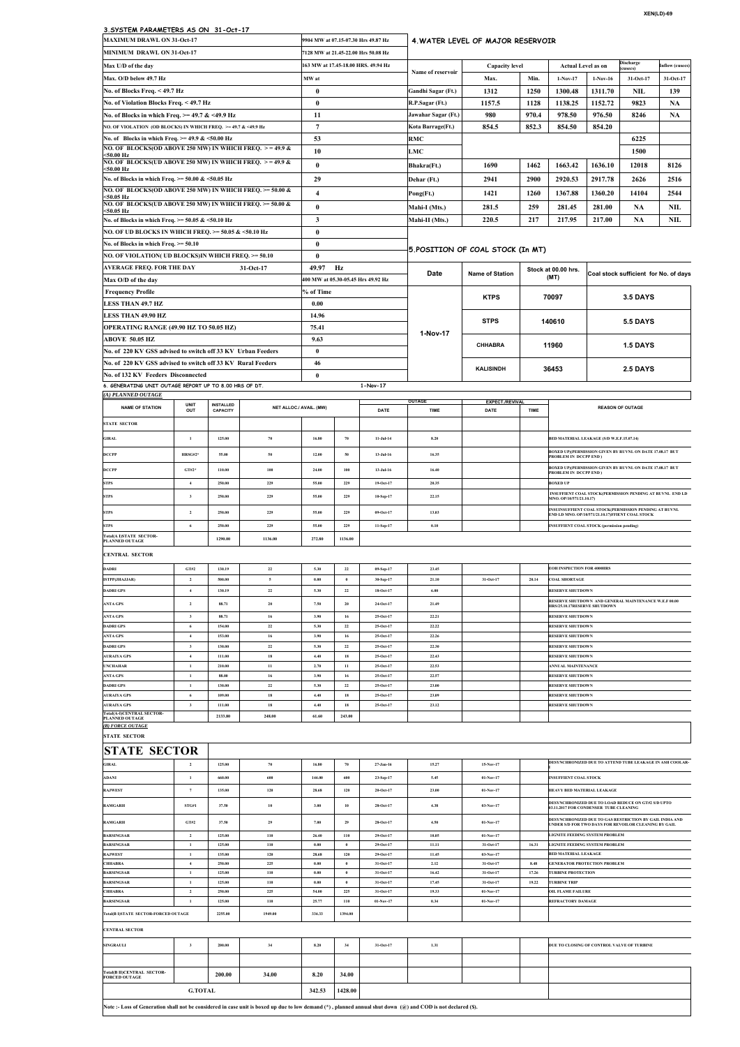XEN(LD)-69

## 3.SYSTEM PARAMETERS AS ON 31-Oct-17

| | |
|---|---|
| MAXIMUM DRAWL ON 31-Oct-17 | 9904 MW at 07.15-07.30 Hrs 49.87 Hz |
| MINIMUM DRAWL ON 31-Oct-17 | 7128 MW at 21.45-22.00 Hrs 50.08 Hz |
| Max U/D of the day | 163 MW at 17.45-18.00 HRS. 49.94 Hz |
| Max. O/D below 49.7 Hz | MW at |
| No. of Blocks Freq. < 49.7 Hz | 0 |
| No. of Violation Blocks Freq. < 49.7 Hz | 0 |
| No. of Blocks in which Freq. >= 49.7 & <49.9 Hz | 11 |
| NO. OF VIOLATION (OD BLOCKS) IN WHICH FREQ. >= 49.7 & <49.9 Hz | 7 |
| No. of Blocks in which Freq. >= 49.9 & <50.00 Hz | 53 |
| NO. OF BLOCKS(OD ABOVE 250 MW) IN WHICH FREQ. > = 49.9 & <50.00 Hz | 10 |
| NO. OF BLOCKS(UD ABOVE 250 MW) IN WHICH FREQ. > = 49.9 & <50.00 Hz | 0 |
| No. of Blocks in which Freq. >= 50.00 & <50.05 Hz | 29 |
| NO. OF BLOCKS(OD ABOVE 250 MW) IN WHICH FREQ. >= 50.00 & <50.05 Hz | 4 |
| NO. OF BLOCKS(UD ABOVE 250 MW) IN WHICH FREQ. >= 50.00 & <50.05 Hz | 0 |
| No. of Blocks in which Freq. >= 50.05 & <50.10 Hz | 3 |
| NO. OF UD BLOCKS IN WHICH FREQ. >= 50.05 & <50.10 Hz | 0 |
| No. of Blocks in which Freq. >= 50.10 | 0 |
| NO. OF VIOLATION( UD BLOCKS)IN WHICH FREQ. >= 50.10 | 0 |
| AVERAGE FREQ. FOR THE DAY 31-Oct-17 | 49.97 Hz |
| Max O/D of the day | 400 MW at 05.30-05.45 Hrs 49.92 Hz |
| Frequency Profile | % of Time |
| LESS THAN 49.7 HZ | 0.00 |
| LESS THAN 49.90 HZ | 14.96 |
| OPERATING RANGE (49.90 HZ TO 50.05 HZ) | 75.41 |
| ABOVE 50.05 HZ | 9.63 |
| No. of 220 KV GSS advised to switch off 33 KV Urban Feeders | 0 |
| No. of 220 KV GSS advised to switch off 33 KV Rural Feeders | 46 |
| No. of 132 KV Feeders Disconnected | 0 |

## 4.WATER LEVEL OF MAJOR RESERVOIR

| Name of reservoir | Capacity level | | Actual Level as on | | Discharge (cusecs) | Inflow (cusecs) |
|---|---|---|---|---|---|---|
| | Max. | Min. | 1-Nov-17 | 1-Nov-16 | 31-Oct-17 | 31-Oct-17 |
| Gandhi Sagar (Ft.) | 1312 | 1250 | 1300.48 | 1311.70 | NIL | 139 |
| R.P.Sagar (Ft.) | 1157.5 | 1128 | 1138.25 | 1152.72 | 9823 | NA |
| Jawahar Sagar (Ft.) | 980 | 970.4 | 978.50 | 976.50 | 8246 | NA |
| Kota Barrage(Ft.) | 854.5 | 852.3 | 854.50 | 854.20 | | |
| RMC | | | | | 6225 | |
| LMC | | | | | 1500 | |
| Bhakra(Ft.) | 1690 | 1462 | 1663.42 | 1636.10 | 12018 | 8126 |
| Dehar (Ft.) | 2941 | 2900 | 2920.53 | 2917.78 | 2626 | 2516 |
| Pong(Ft.) | 1421 | 1260 | 1367.88 | 1360.20 | 14104 | 2544 |
| Mahi-I (Mts.) | 281.5 | 259 | 281.45 | 281.00 | NA | NIL |
| Mahi-II (Mts.) | 220.5 | 217 | 217.95 | 217.00 | NA | NIL |

## 5.POSITION OF COAL STOCK (In MT)

| Date | Name of Station | Stock at 00.00 hrs. (MT) | Coal stock sufficient for No. of days |
|---|---|---|---|
| 1-Nov-17 | KTPS | 70097 | 3.5 DAYS |
| | STPS | 140610 | 5.5 DAYS |
| | CHHABRA | 11960 | 1.5 DAYS |
| | KALISINDH | 36453 | 2.5 DAYS |

## 6. GENERATING UNIT OUTAGE REPORT UP TO 8.00 HRS OF DT. 1-Nov-17

### (A) PLANNED OUTAGE

| NAME OF STATION | UNIT OUT | INSTALLED CAPACITY | NET ALLOC./ AVAIL. (MW) | | | OUTAGE DATE | OUTAGE TIME | EXPECT./REVIVAL DATE | EXPECT./REVIVAL TIME | REASON OF OUTAGE |
|---|---|---|---|---|---|---|---|---|---|---|
| STATE SECTOR | | | | | | | | | | |
| GIRAL | 1 | 125.00 | 70 | 16.80 | 70 | 11-Jul-14 | 8.20 | | | BED MATERIAL LEAKAGE (S/D W.E.F.15.07.14) |
| DCCPP | HRSG#2* | 55.00 | 50 | 12.00 | 50 | 13-Jul-16 | 16.35 | | | BOXED UP(PERMISSION GIVEN BY RUVNL ON DATE 17.08.17 BUT PROBLEM IN DCCPP END ) |
| DCCPP | GT#2* | 110.00 | 100 | 24.00 | 100 | 13-Jul-16 | 16.40 | | | BOXED UP(PERMISSION GIVEN BY RUVNL ON DATE 17.08.17 BUT PROBLEM IN DCCPP END ) |
| STPS | 4 | 250.00 | 229 | 55.00 | 229 | 19-Oct-17 | 20.35 | | | BOXED UP |
| STPS | 3 | 250.00 | 229 | 55.00 | 229 | 10-Sep-17 | 22.15 | | | INSUFFIENT COAL STOCK(PERMISSION PENDING AT RUVNL END LD MNO. OP/10/571/21.10.17) |
| STPS | 2 | 250.00 | 229 | 55.00 | 229 | 09-Oct-17 | 13.03 | | | INSUUNSUFFIENT COAL STOCK(PERMISSION PENDING AT RUVNL END LD MNO. OP/10/571/21.10.17)FFIENT COAL STOCK |
| STPS | 6 | 250.00 | 229 | 55.00 | 229 | 11-Sep-17 | 0.10 | | | INSUFFIENT COAL STOCK (permission pending) |
| Total(A I)STATE SECTOR-PLANNED OUTAGE | | 1290.00 | 1136.00 | 272.80 | 1136.00 | | | | | |
| CENTRAL SECTOR | | | | | | | | | | |
| DADRI | GT#2 | 130.19 | 22 | 5.30 | 22 | 09-Sep-17 | 23.45 | | | COH INSPECTION FOR 4000HRS |
| ISTPP(JHAJJAR) | 2 | 500.00 | 5 | 0.00 | 0 | 30-Sep-17 | 21.10 | 31-Oct-17 | 20.14 | COAL SHORTAGE |
| DADRI GPS | 4 | 130.19 | 22 | 5.30 | 22 | 18-Oct-17 | 6.00 | | | RESERVE SHUTDOWN |
| ANTA GPS | 2 | 88.71 | 20 | 7.50 | 20 | 24-Oct-17 | 21.49 | | | RESERVE SHUTDOWN AND GENERAL MAINTENANCE W.E.F 00.00 HRS/25.10.17RESERVE SHUTDOWN |
| ANTA GPS | 3 | 88.71 | 16 | 3.90 | 16 | 25-Oct-17 | 22.21 | | | RESERVE SHUTDOWN |
| DADRI GPS | 6 | 154.00 | 22 | 5.30 | 22 | 25-Oct-17 | 22.22 | | | RESERVE SHUTDOWN |
| ANTA GPS | 4 | 153.00 | 16 | 3.90 | 16 | 25-Oct-17 | 22.26 | | | RESERVE SHUTDOWN |
| DADRI GPS | 3 | 130.00 | 22 | 5.30 | 22 | 25-Oct-17 | 22.30 | | | RESERVE SHUTDOWN |
| AURAIYA GPS | 4 | 111.00 | 18 | 4.40 | 18 | 25-Oct-17 | 22.43 | | | RESERVE SHUTDOWN |
| UNCHAHAR | 1 | 210.00 | 11 | 2.70 | 11 | 25-Oct-17 | 22.53 | | | ANNUAL MAINTENANCE |
| ANTA GPS | 1 | 88.00 | 16 | 3.90 | 16 | 25-Oct-17 | 22.57 | | | RESERVE SHUTDOWN |
| DADRI GPS | 1 | 130.00 | 22 | 5.30 | 22 | 25-Oct-17 | 23.00 | | | RESERVE SHUTDOWN |
| AURAIYA GPS | 6 | 109.00 | 18 | 4.40 | 18 | 25-Oct-17 | 23.09 | | | RESERVE SHUTDOWN |
| AURAIYA GPS | 3 | 111.00 | 18 | 4.40 | 18 | 25-Oct-17 | 23.12 | | | RESERVE SHUTDOWN |
| Total(A-II)CENTRAL SECTOR-PLANNED OUTAGE | | 2133.80 | 248.00 | 61.60 | 243.00 | | | | | |

### (B) FORCE OUTAGE

| NAME OF STATION | UNIT OUT | INSTALLED CAPACITY | NET ALLOC./ AVAIL. (MW) | | | OUTAGE DATE | OUTAGE TIME | EXPECT./REVIVAL DATE | EXPECT./REVIVAL TIME | REASON OF OUTAGE |
|---|---|---|---|---|---|---|---|---|---|---|
| STATE SECTOR | | | | | | | | | | |
| GIRAL | 2 | 125.00 | 70 | 16.80 | 70 | 27-Jan-16 | 15.27 | 15-Nov-17 | | DESYNCHRONIZED DUE TO ATTEND TUBE LEAKAGE IN ASH COOLAR-2 |
| ADANI | 1 | 660.00 | 600 | 144.00 | 600 | 23-Sep-17 | 5.45 | 01-Nov-17 | | INSUFFIENT COAL STOCK |
| RAJWEST | 7 | 135.00 | 120 | 28.68 | 120 | 20-Oct-17 | 23.00 | 01-Nov-17 | | HEAVY BED MATERIAL LEAKAGE |
| RAMGARH | STG#1 | 37.50 | 10 | 3.00 | 10 | 28-Oct-17 | 6.38 | 03-Nov-17 | | DESYNCHRONIZED DUE TO LOAD REDUCE ON GT#2 S/D UPTO 03.11.2017 FOR CONDENSER TUBE CLEANING |
| RAMGARH | GT#2 | 37.50 | 29 | 7.00 | 29 | 28-Oct-17 | 6.50 | 01-Nov-17 | | DESYNCHRONIZED DUE TO GAS RESTRICTION BY GAIL INDIA AND UNDER S/D FOR TWO DAYS FOR REVOILOR CLEANING BY GAIL. |
| BARSINGSAR | 2 | 125.00 | 110 | 26.40 | 110 | 29-Oct-17 | 10.05 | 01-Nov-17 | | LIGNITE FEEDING SYSTEM PROBLEM |
| BARSINGSAR | 1 | 125.00 | 110 | 0.00 | 0 | 29-Oct-17 | 11.11 | 31-Oct-17 | 16.31 | LIGNITE FEEDING SYSTEM PROBLEM |
| RAJWEST | 1 | 135.00 | 120 | 28.68 | 120 | 29-Oct-17 | 11.45 | 03-Nov-17 | | BED MATERIAL LEAKAGE |
| CHHABRA | 4 | 250.00 | 225 | 0.00 | 0 | 31-Oct-17 | 2.12 | 31-Oct-17 | 8.48 | GENERATOR PROTECTION PROBLEM |
| BARSINGSAR | 1 | 125.00 | 110 | 0.00 | 0 | 31-Oct-17 | 16.42 | 31-Oct-17 | 17.26 | TURBINE PROTECTION |
| BARSINGSAR | 1 | 125.00 | 110 | 0.00 | 0 | 31-Oct-17 | 17.45 | 31-Oct-17 | 19.22 | TURBINE TRIP |
| CHHABRA | 2 | 250.00 | 225 | 54.00 | 225 | 31-Oct-17 | 19.33 | 01-Nov-17 | | OIL FLAME FAILURE |
| BARSINGSAR | 1 | 125.00 | 110 | 25.77 | 110 | 01-Nov-17 | 0.34 | 01-Nov-17 | | REFRACTORY DAMAGE |
| Total(B I)STATE SECTOR-FORCED OUTAGE | | 2255.00 | 1949.00 | 334.33 | 1394.00 | | | | | |
| CENTRAL SECTOR | | | | | | | | | | |
| SINGRAULI | 3 | 200.00 | 34 | 8.20 | 34 | 31-Oct-17 | 1.31 | | | DUE TO CLOSING OF CONTROL VALVE OF TURBINE |
| Total(B II)CENTRAL SECTOR-FORCED OUTAGE | | 200.00 | 34.00 | 8.20 | 34.00 | | | | | |
| G.TOTAL | | | | 342.53 | 1428.00 | | | | | |

Note :- Loss of Generation shall not be considered in case unit is boxed up due to low demand (*) , planned annual shut down (@) and COD is not declared ($).